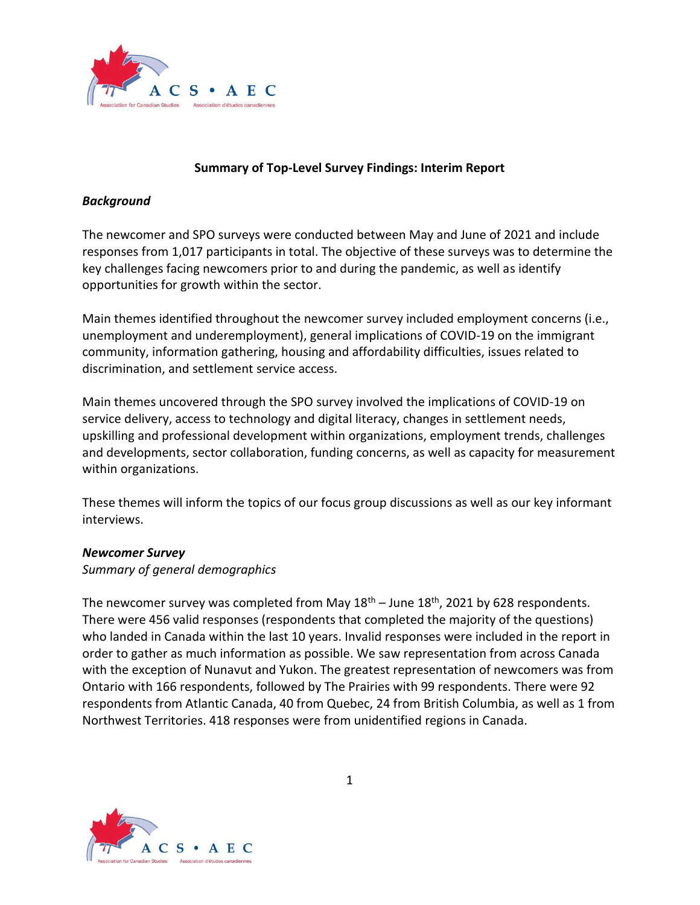**Summary of Top-Level Survey Findings: Interim Report**

***Background***

The newcomer and SPO surveys were conducted between May and June of 2021 and include responses from 1,017 participants in total. The objective of these surveys was to determine the key challenges facing newcomers prior to and during the pandemic, as well as identify opportunities for growth within the sector.

Main themes identified throughout the newcomer survey included employment concerns (i.e., unemployment and underemployment), general implications of COVID-19 on the immigrant community, information gathering, housing and affordability difficulties, issues related to discrimination, and settlement service access.

Main themes uncovered through the SPO survey involved the implications of COVID-19 on service delivery, access to technology and digital literacy, changes in settlement needs, upskilling and professional development within organizations, employment trends, challenges and developments, sector collaboration, funding concerns, as well as capacity for measurement within organizations.

These themes will inform the topics of our focus group discussions as well as our key informant interviews.

***Newcomer Survey***

*Summary of general demographics*

The newcomer survey was completed from May 18th – June 18th, 2021 by 628 respondents. There were 456 valid responses (respondents that completed the majority of the questions) who landed in Canada within the last 10 years. Invalid responses were included in the report in order to gather as much information as possible. We saw representation from across Canada with the exception of Nunavut and Yukon. The greatest representation of newcomers was from Ontario with 166 respondents, followed by The Prairies with 99 respondents. There were 92 respondents from Atlantic Canada, 40 from Quebec, 24 from British Columbia, as well as 1 from Northwest Territories. 418 responses were from unidentified regions in Canada.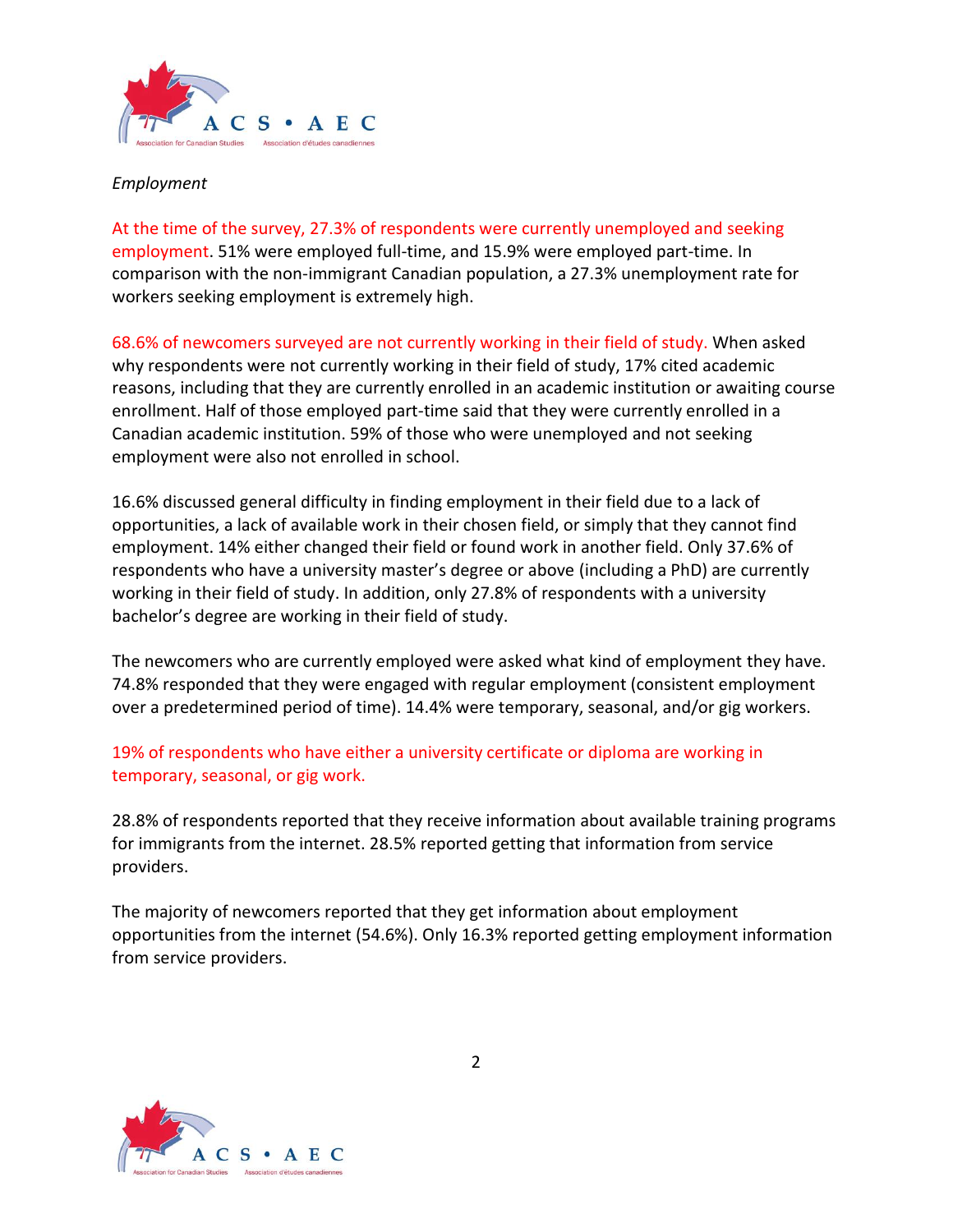*Employment*

At the time of the survey, 27.3% of respondents were currently unemployed and seeking employment. 51% were employed full-time, and 15.9% were employed part-time. In comparison with the non-immigrant Canadian population, a 27.3% unemployment rate for workers seeking employment is extremely high.

68.6% of newcomers surveyed are not currently working in their field of study. When asked why respondents were not currently working in their field of study, 17% cited academic reasons, including that they are currently enrolled in an academic institution or awaiting course enrollment. Half of those employed part-time said that they were currently enrolled in a Canadian academic institution. 59% of those who were unemployed and not seeking employment were also not enrolled in school.

16.6% discussed general difficulty in finding employment in their field due to a lack of opportunities, a lack of available work in their chosen field, or simply that they cannot find employment. 14% either changed their field or found work in another field. Only 37.6% of respondents who have a university master's degree or above (including a PhD) are currently working in their field of study. In addition, only 27.8% of respondents with a university bachelor's degree are working in their field of study.

The newcomers who are currently employed were asked what kind of employment they have. 74.8% responded that they were engaged with regular employment (consistent employment over a predetermined period of time). 14.4% were temporary, seasonal, and/or gig workers.

19% of respondents who have either a university certificate or diploma are working in temporary, seasonal, or gig work.

28.8% of respondents reported that they receive information about available training programs for immigrants from the internet. 28.5% reported getting that information from service providers.

The majority of newcomers reported that they get information about employment opportunities from the internet (54.6%). Only 16.3% reported getting employment information from service providers.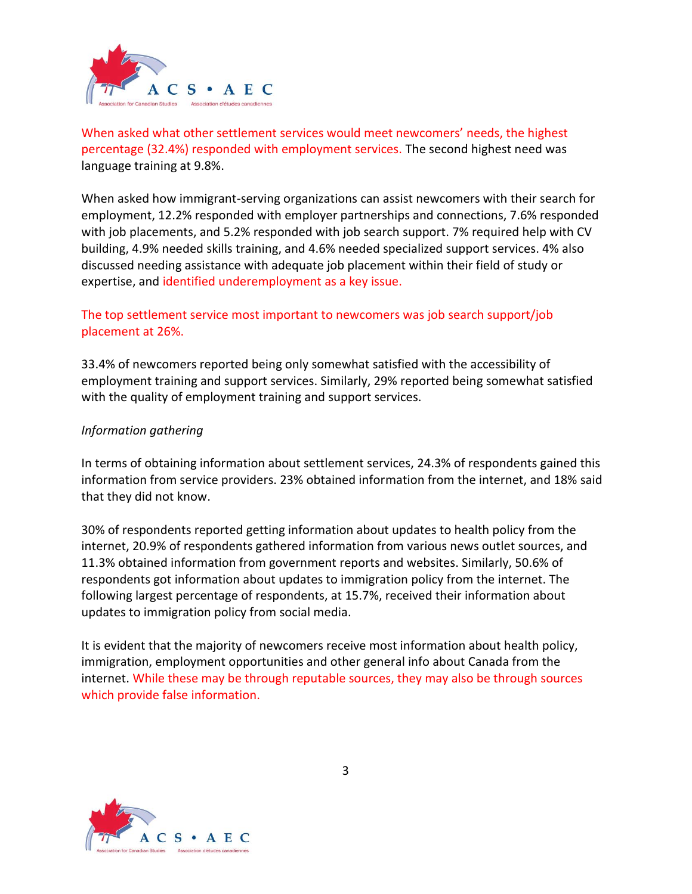When asked what other settlement services would meet newcomers' needs, the highest percentage (32.4%) responded with employment services. The second highest need was language training at 9.8%.

When asked how immigrant-serving organizations can assist newcomers with their search for employment, 12.2% responded with employer partnerships and connections, 7.6% responded with job placements, and 5.2% responded with job search support. 7% required help with CV building, 4.9% needed skills training, and 4.6% needed specialized support services. 4% also discussed needing assistance with adequate job placement within their field of study or expertise, and identified underemployment as a key issue.

The top settlement service most important to newcomers was job search support/job placement at 26%.

33.4% of newcomers reported being only somewhat satisfied with the accessibility of employment training and support services. Similarly, 29% reported being somewhat satisfied with the quality of employment training and support services.

*Information gathering*

In terms of obtaining information about settlement services, 24.3% of respondents gained this information from service providers. 23% obtained information from the internet, and 18% said that they did not know.

30% of respondents reported getting information about updates to health policy from the internet, 20.9% of respondents gathered information from various news outlet sources, and 11.3% obtained information from government reports and websites. Similarly, 50.6% of respondents got information about updates to immigration policy from the internet. The following largest percentage of respondents, at 15.7%, received their information about updates to immigration policy from social media.

It is evident that the majority of newcomers receive most information about health policy, immigration, employment opportunities and other general info about Canada from the internet. While these may be through reputable sources, they may also be through sources which provide false information.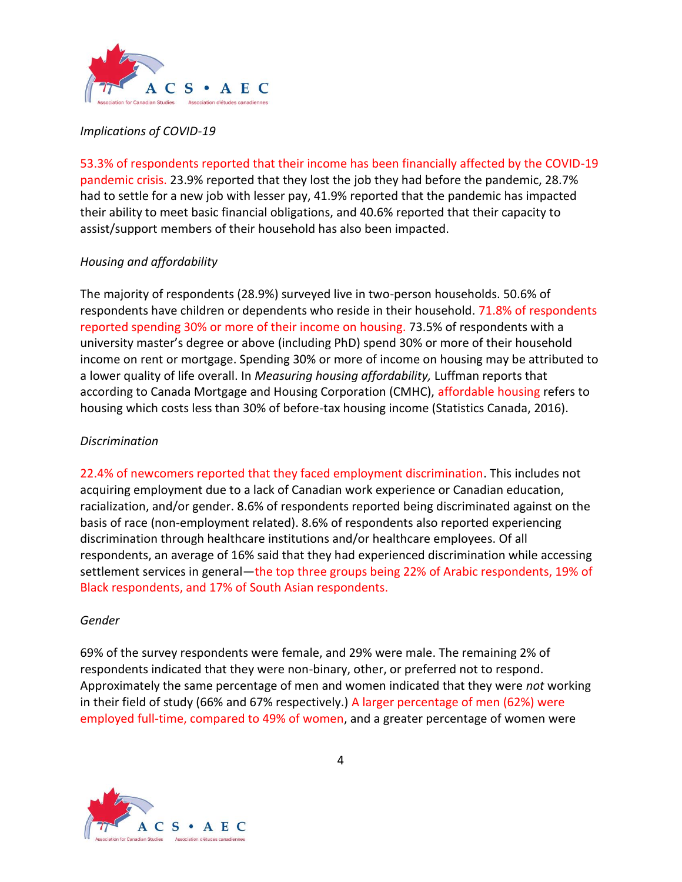*Implications of COVID-19*

53.3% of respondents reported that their income has been financially affected by the COVID-19 pandemic crisis. 23.9% reported that they lost the job they had before the pandemic, 28.7% had to settle for a new job with lesser pay, 41.9% reported that the pandemic has impacted their ability to meet basic financial obligations, and 40.6% reported that their capacity to assist/support members of their household has also been impacted.

*Housing and affordability*

The majority of respondents (28.9%) surveyed live in two-person households. 50.6% of respondents have children or dependents who reside in their household. 71.8% of respondents reported spending 30% or more of their income on housing. 73.5% of respondents with a university master's degree or above (including PhD) spend 30% or more of their household income on rent or mortgage. Spending 30% or more of income on housing may be attributed to a lower quality of life overall. In *Measuring housing affordability,* Luffman reports that according to Canada Mortgage and Housing Corporation (CMHC), affordable housing refers to housing which costs less than 30% of before-tax housing income (Statistics Canada, 2016).

*Discrimination*

22.4% of newcomers reported that they faced employment discrimination. This includes not acquiring employment due to a lack of Canadian work experience or Canadian education, racialization, and/or gender. 8.6% of respondents reported being discriminated against on the basis of race (non-employment related). 8.6% of respondents also reported experiencing discrimination through healthcare institutions and/or healthcare employees. Of all respondents, an average of 16% said that they had experienced discrimination while accessing settlement services in general—the top three groups being 22% of Arabic respondents, 19% of Black respondents, and 17% of South Asian respondents.

*Gender*

69% of the survey respondents were female, and 29% were male. The remaining 2% of respondents indicated that they were non-binary, other, or preferred not to respond. Approximately the same percentage of men and women indicated that they were *not* working in their field of study (66% and 67% respectively.) A larger percentage of men (62%) were employed full-time, compared to 49% of women, and a greater percentage of women were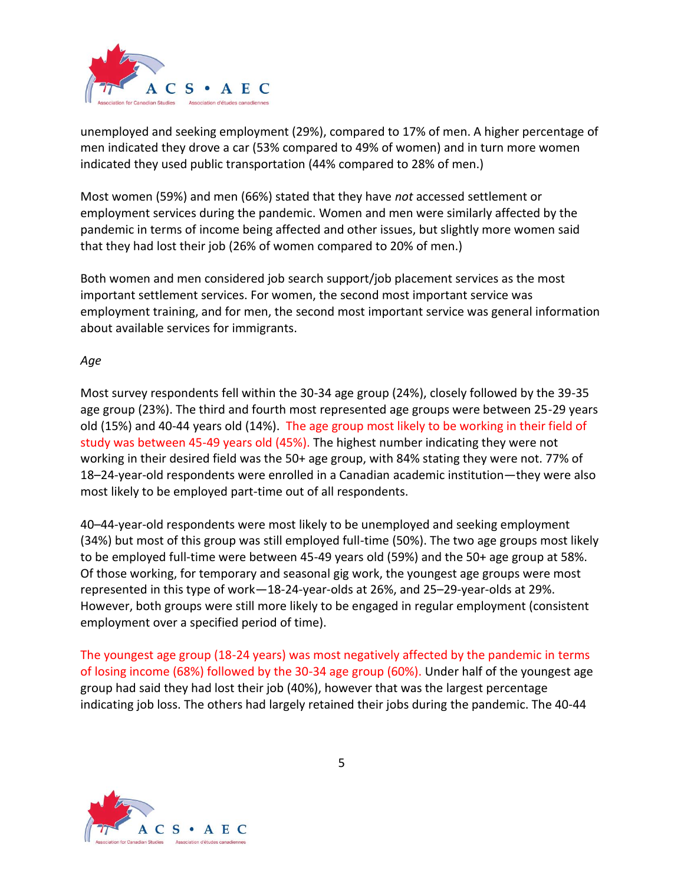unemployed and seeking employment (29%), compared to 17% of men. A higher percentage of men indicated they drove a car (53% compared to 49% of women) and in turn more women indicated they used public transportation (44% compared to 28% of men.)

Most women (59%) and men (66%) stated that they have *not* accessed settlement or employment services during the pandemic. Women and men were similarly affected by the pandemic in terms of income being affected and other issues, but slightly more women said that they had lost their job (26% of women compared to 20% of men.)

Both women and men considered job search support/job placement services as the most important settlement services. For women, the second most important service was employment training, and for men, the second most important service was general information about available services for immigrants.

*Age*

Most survey respondents fell within the 30-34 age group (24%), closely followed by the 39-35 age group (23%). The third and fourth most represented age groups were between 25-29 years old (15%) and 40-44 years old (14%). The age group most likely to be working in their field of study was between 45-49 years old (45%). The highest number indicating they were not working in their desired field was the 50+ age group, with 84% stating they were not. 77% of 18–24-year-old respondents were enrolled in a Canadian academic institution—they were also most likely to be employed part-time out of all respondents.

40–44-year-old respondents were most likely to be unemployed and seeking employment (34%) but most of this group was still employed full-time (50%). The two age groups most likely to be employed full-time were between 45-49 years old (59%) and the 50+ age group at 58%. Of those working, for temporary and seasonal gig work, the youngest age groups were most represented in this type of work—18-24-year-olds at 26%, and 25–29-year-olds at 29%. However, both groups were still more likely to be engaged in regular employment (consistent employment over a specified period of time).

The youngest age group (18-24 years) was most negatively affected by the pandemic in terms of losing income (68%) followed by the 30-34 age group (60%). Under half of the youngest age group had said they had lost their job (40%), however that was the largest percentage indicating job loss. The others had largely retained their jobs during the pandemic. The 40-44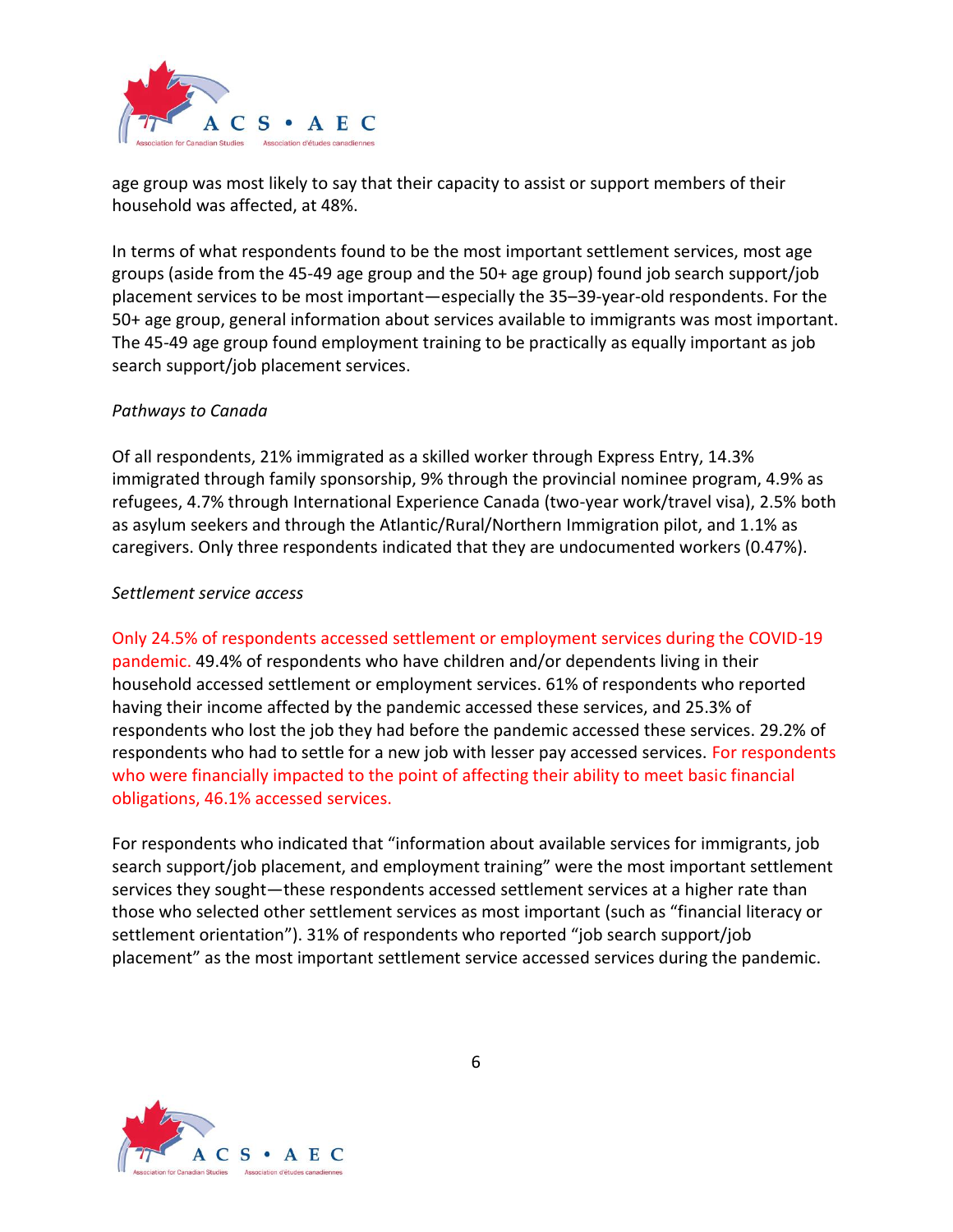age group was most likely to say that their capacity to assist or support members of their household was affected, at 48%.

In terms of what respondents found to be the most important settlement services, most age groups (aside from the 45-49 age group and the 50+ age group) found job search support/job placement services to be most important—especially the 35–39-year-old respondents. For the 50+ age group, general information about services available to immigrants was most important. The 45-49 age group found employment training to be practically as equally important as job search support/job placement services.

*Pathways to Canada*

Of all respondents, 21% immigrated as a skilled worker through Express Entry, 14.3% immigrated through family sponsorship, 9% through the provincial nominee program, 4.9% as refugees, 4.7% through International Experience Canada (two-year work/travel visa), 2.5% both as asylum seekers and through the Atlantic/Rural/Northern Immigration pilot, and 1.1% as caregivers. Only three respondents indicated that they are undocumented workers (0.47%).

*Settlement service access*

Only 24.5% of respondents accessed settlement or employment services during the COVID-19 pandemic. 49.4% of respondents who have children and/or dependents living in their household accessed settlement or employment services. 61% of respondents who reported having their income affected by the pandemic accessed these services, and 25.3% of respondents who lost the job they had before the pandemic accessed these services. 29.2% of respondents who had to settle for a new job with lesser pay accessed services. For respondents who were financially impacted to the point of affecting their ability to meet basic financial obligations, 46.1% accessed services.

For respondents who indicated that "information about available services for immigrants, job search support/job placement, and employment training" were the most important settlement services they sought—these respondents accessed settlement services at a higher rate than those who selected other settlement services as most important (such as "financial literacy or settlement orientation"). 31% of respondents who reported "job search support/job placement" as the most important settlement service accessed services during the pandemic.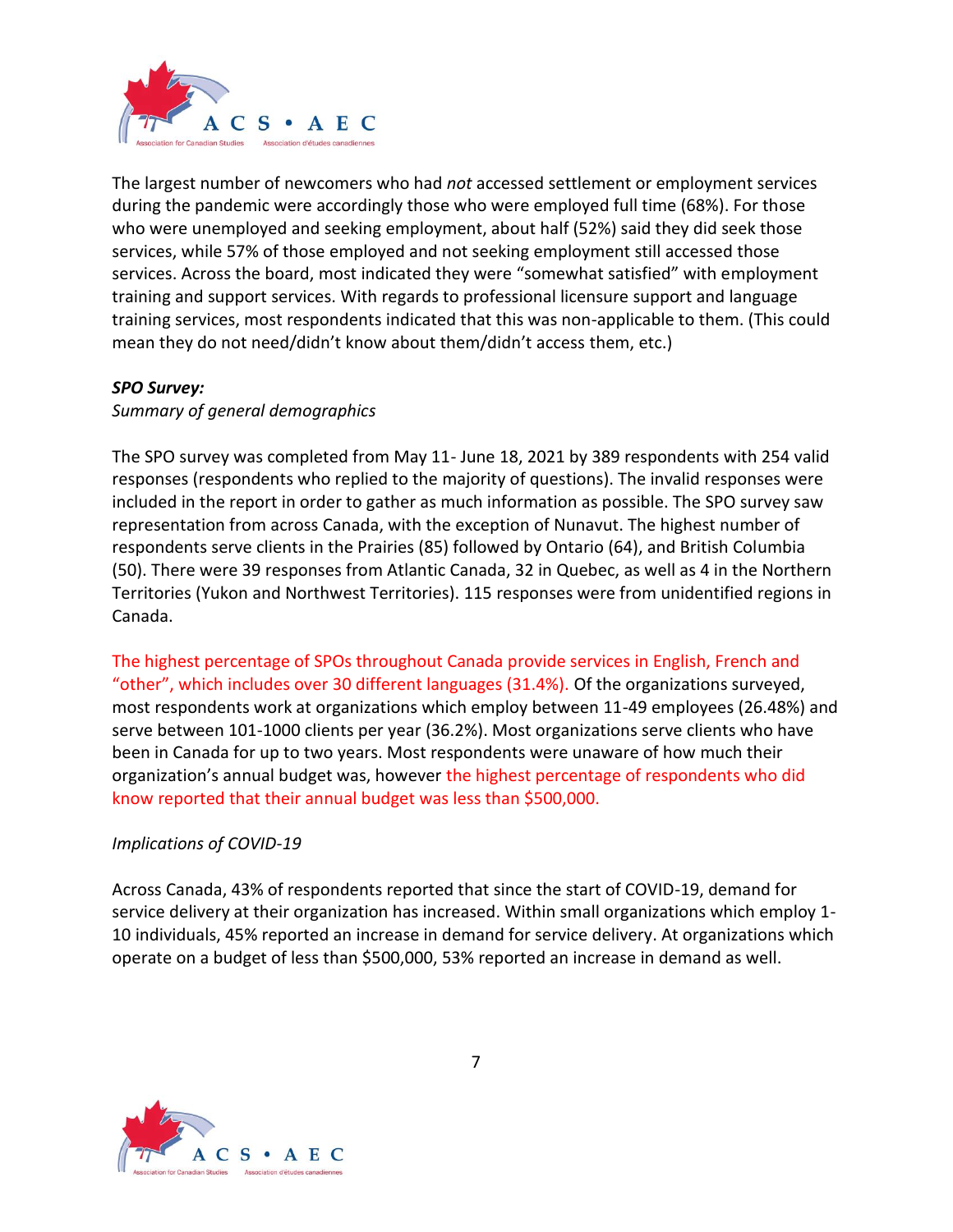The largest number of newcomers who had *not* accessed settlement or employment services during the pandemic were accordingly those who were employed full time (68%). For those who were unemployed and seeking employment, about half (52%) said they did seek those services, while 57% of those employed and not seeking employment still accessed those services. Across the board, most indicated they were "somewhat satisfied" with employment training and support services. With regards to professional licensure support and language training services, most respondents indicated that this was non-applicable to them. (This could mean they do not need/didn't know about them/didn't access them, etc.)

***SPO Survey:***

*Summary of general demographics*

The SPO survey was completed from May 11- June 18, 2021 by 389 respondents with 254 valid responses (respondents who replied to the majority of questions). The invalid responses were included in the report in order to gather as much information as possible. The SPO survey saw representation from across Canada, with the exception of Nunavut. The highest number of respondents serve clients in the Prairies (85) followed by Ontario (64), and British Columbia (50). There were 39 responses from Atlantic Canada, 32 in Quebec, as well as 4 in the Northern Territories (Yukon and Northwest Territories). 115 responses were from unidentified regions in Canada.

The highest percentage of SPOs throughout Canada provide services in English, French and "other", which includes over 30 different languages (31.4%). Of the organizations surveyed, most respondents work at organizations which employ between 11-49 employees (26.48%) and serve between 101-1000 clients per year (36.2%). Most organizations serve clients who have been in Canada for up to two years. Most respondents were unaware of how much their organization's annual budget was, however the highest percentage of respondents who did know reported that their annual budget was less than $500,000.

*Implications of COVID-19*

Across Canada, 43% of respondents reported that since the start of COVID-19, demand for service delivery at their organization has increased. Within small organizations which employ 1-10 individuals, 45% reported an increase in demand for service delivery. At organizations which operate on a budget of less than $500,000, 53% reported an increase in demand as well.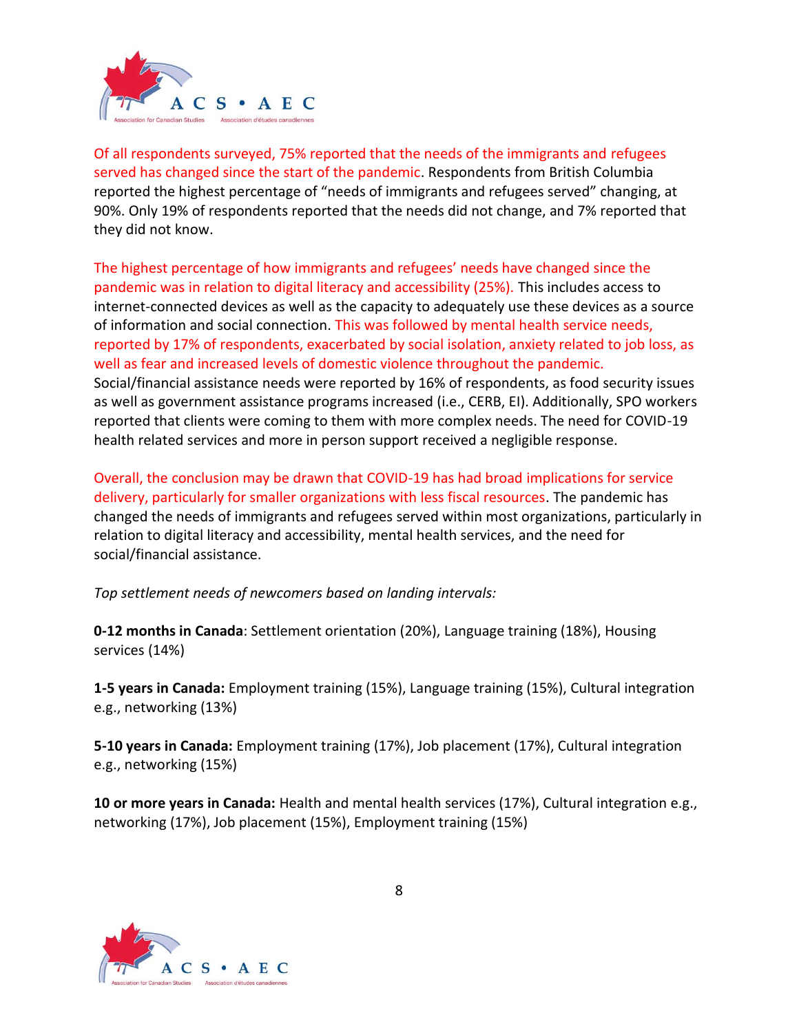Of all respondents surveyed, 75% reported that the needs of the immigrants and refugees served has changed since the start of the pandemic. Respondents from British Columbia reported the highest percentage of "needs of immigrants and refugees served" changing, at 90%. Only 19% of respondents reported that the needs did not change, and 7% reported that they did not know.

The highest percentage of how immigrants and refugees' needs have changed since the pandemic was in relation to digital literacy and accessibility (25%). This includes access to internet-connected devices as well as the capacity to adequately use these devices as a source of information and social connection. This was followed by mental health service needs, reported by 17% of respondents, exacerbated by social isolation, anxiety related to job loss, as well as fear and increased levels of domestic violence throughout the pandemic. Social/financial assistance needs were reported by 16% of respondents, as food security issues as well as government assistance programs increased (i.e., CERB, EI). Additionally, SPO workers reported that clients were coming to them with more complex needs. The need for COVID-19 health related services and more in person support received a negligible response.

Overall, the conclusion may be drawn that COVID-19 has had broad implications for service delivery, particularly for smaller organizations with less fiscal resources. The pandemic has changed the needs of immigrants and refugees served within most organizations, particularly in relation to digital literacy and accessibility, mental health services, and the need for social/financial assistance.

*Top settlement needs of newcomers based on landing intervals:*

**0-12 months in Canada**: Settlement orientation (20%), Language training (18%), Housing services (14%)

**1-5 years in Canada:** Employment training (15%), Language training (15%), Cultural integration e.g., networking (13%)

**5-10 years in Canada:** Employment training (17%), Job placement (17%), Cultural integration e.g., networking (15%)

**10 or more years in Canada:** Health and mental health services (17%), Cultural integration e.g., networking (17%), Job placement (15%), Employment training (15%)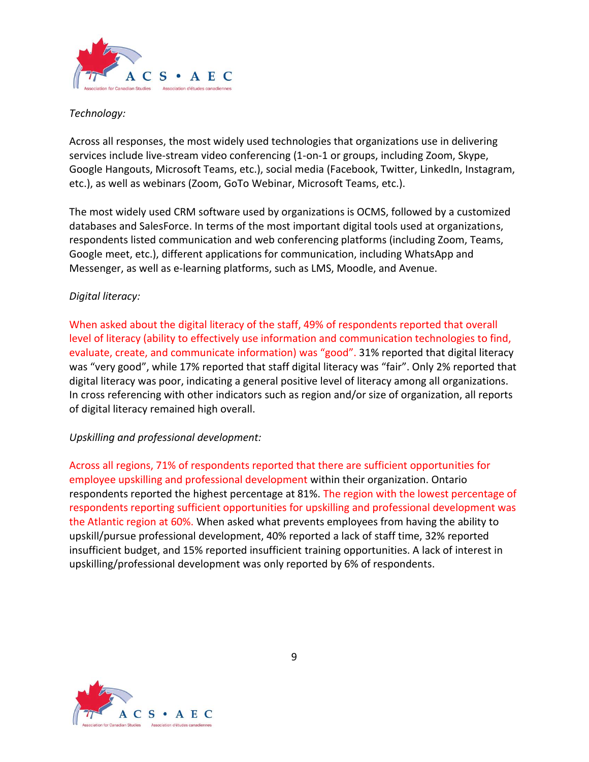*Technology:*

Across all responses, the most widely used technologies that organizations use in delivering services include live-stream video conferencing (1-on-1 or groups, including Zoom, Skype, Google Hangouts, Microsoft Teams, etc.), social media (Facebook, Twitter, LinkedIn, Instagram, etc.), as well as webinars (Zoom, GoTo Webinar, Microsoft Teams, etc.).

The most widely used CRM software used by organizations is OCMS, followed by a customized databases and SalesForce. In terms of the most important digital tools used at organizations, respondents listed communication and web conferencing platforms (including Zoom, Teams, Google meet, etc.), different applications for communication, including WhatsApp and Messenger, as well as e-learning platforms, such as LMS, Moodle, and Avenue.

*Digital literacy:*

When asked about the digital literacy of the staff, 49% of respondents reported that overall level of literacy (ability to effectively use information and communication technologies to find, evaluate, create, and communicate information) was "good". 31% reported that digital literacy was "very good", while 17% reported that staff digital literacy was "fair". Only 2% reported that digital literacy was poor, indicating a general positive level of literacy among all organizations. In cross referencing with other indicators such as region and/or size of organization, all reports of digital literacy remained high overall.

*Upskilling and professional development:*

Across all regions, 71% of respondents reported that there are sufficient opportunities for employee upskilling and professional development within their organization. Ontario respondents reported the highest percentage at 81%. The region with the lowest percentage of respondents reporting sufficient opportunities for upskilling and professional development was the Atlantic region at 60%. When asked what prevents employees from having the ability to upskill/pursue professional development, 40% reported a lack of staff time, 32% reported insufficient budget, and 15% reported insufficient training opportunities. A lack of interest in upskilling/professional development was only reported by 6% of respondents.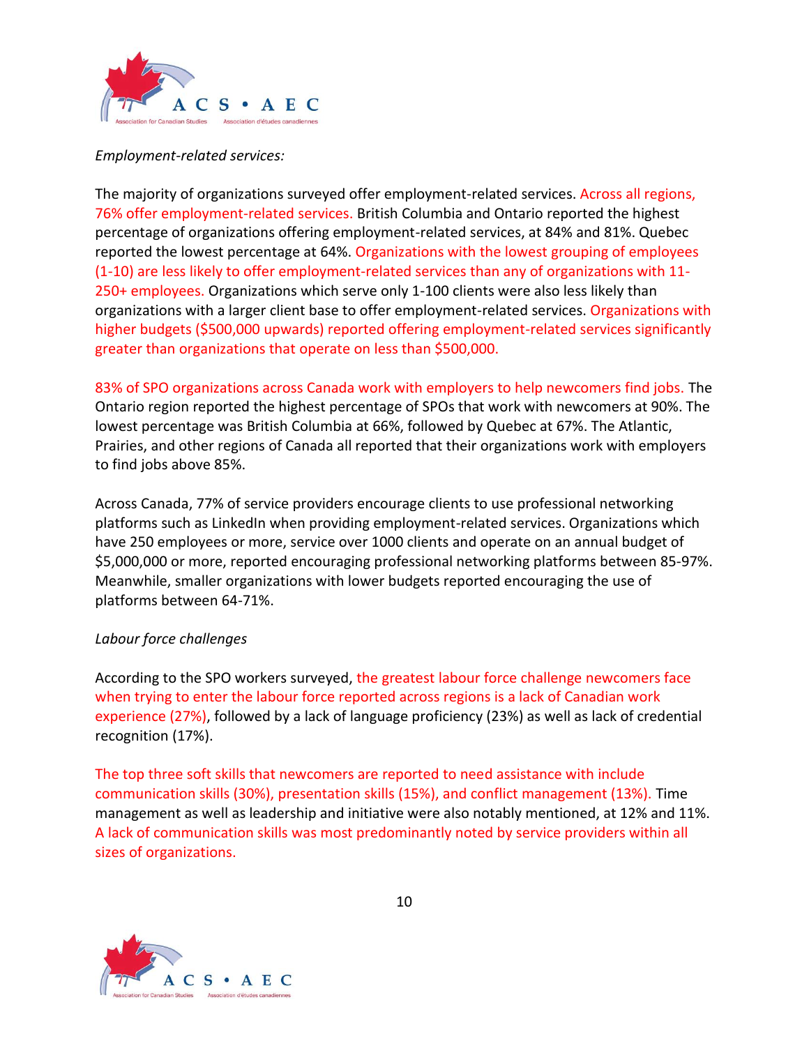*Employment-related services:*

The majority of organizations surveyed offer employment-related services. Across all regions, 76% offer employment-related services. British Columbia and Ontario reported the highest percentage of organizations offering employment-related services, at 84% and 81%. Quebec reported the lowest percentage at 64%. Organizations with the lowest grouping of employees (1-10) are less likely to offer employment-related services than any of organizations with 11-250+ employees. Organizations which serve only 1-100 clients were also less likely than organizations with a larger client base to offer employment-related services. Organizations with higher budgets ($500,000 upwards) reported offering employment-related services significantly greater than organizations that operate on less than $500,000.

83% of SPO organizations across Canada work with employers to help newcomers find jobs. The Ontario region reported the highest percentage of SPOs that work with newcomers at 90%. The lowest percentage was British Columbia at 66%, followed by Quebec at 67%. The Atlantic, Prairies, and other regions of Canada all reported that their organizations work with employers to find jobs above 85%.

Across Canada, 77% of service providers encourage clients to use professional networking platforms such as LinkedIn when providing employment-related services. Organizations which have 250 employees or more, service over 1000 clients and operate on an annual budget of $5,000,000 or more, reported encouraging professional networking platforms between 85-97%. Meanwhile, smaller organizations with lower budgets reported encouraging the use of platforms between 64-71%.

*Labour force challenges*

According to the SPO workers surveyed, the greatest labour force challenge newcomers face when trying to enter the labour force reported across regions is a lack of Canadian work experience (27%), followed by a lack of language proficiency (23%) as well as lack of credential recognition (17%).

The top three soft skills that newcomers are reported to need assistance with include communication skills (30%), presentation skills (15%), and conflict management (13%). Time management as well as leadership and initiative were also notably mentioned, at 12% and 11%. A lack of communication skills was most predominantly noted by service providers within all sizes of organizations.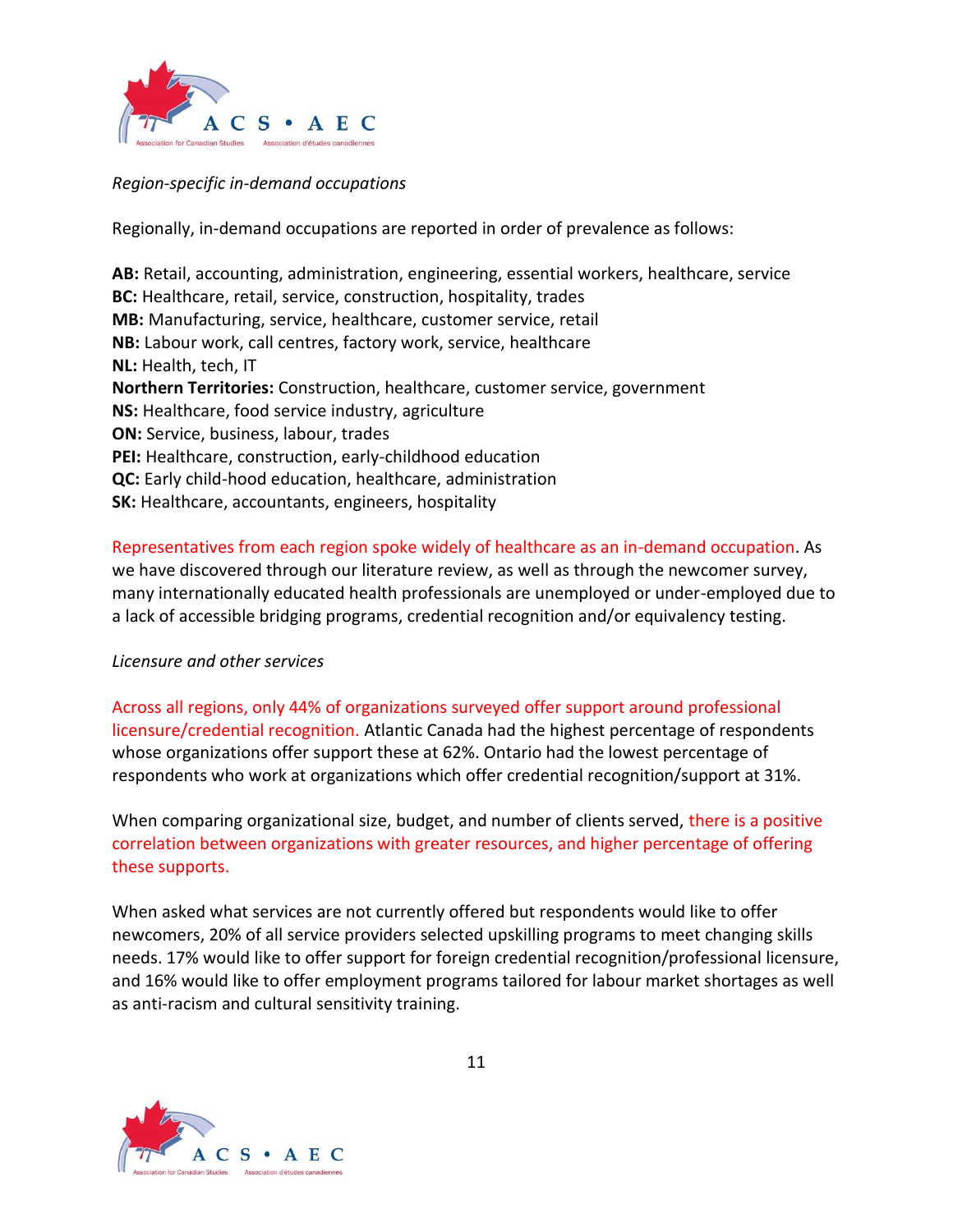*Region-specific in-demand occupations*

Regionally, in-demand occupations are reported in order of prevalence as follows:

**AB:** Retail, accounting, administration, engineering, essential workers, healthcare, service
**BC:** Healthcare, retail, service, construction, hospitality, trades
**MB:** Manufacturing, service, healthcare, customer service, retail
**NB:** Labour work, call centres, factory work, service, healthcare
**NL:** Health, tech, IT
**Northern Territories:** Construction, healthcare, customer service, government
**NS:** Healthcare, food service industry, agriculture
**ON:** Service, business, labour, trades
**PEI:** Healthcare, construction, early-childhood education
**QC:** Early child-hood education, healthcare, administration
**SK:** Healthcare, accountants, engineers, hospitality

Representatives from each region spoke widely of healthcare as an in-demand occupation. As we have discovered through our literature review, as well as through the newcomer survey, many internationally educated health professionals are unemployed or under-employed due to a lack of accessible bridging programs, credential recognition and/or equivalency testing.

*Licensure and other services*

Across all regions, only 44% of organizations surveyed offer support around professional licensure/credential recognition. Atlantic Canada had the highest percentage of respondents whose organizations offer support these at 62%. Ontario had the lowest percentage of respondents who work at organizations which offer credential recognition/support at 31%.

When comparing organizational size, budget, and number of clients served, there is a positive correlation between organizations with greater resources, and higher percentage of offering these supports.

When asked what services are not currently offered but respondents would like to offer newcomers, 20% of all service providers selected upskilling programs to meet changing skills needs. 17% would like to offer support for foreign credential recognition/professional licensure, and 16% would like to offer employment programs tailored for labour market shortages as well as anti-racism and cultural sensitivity training.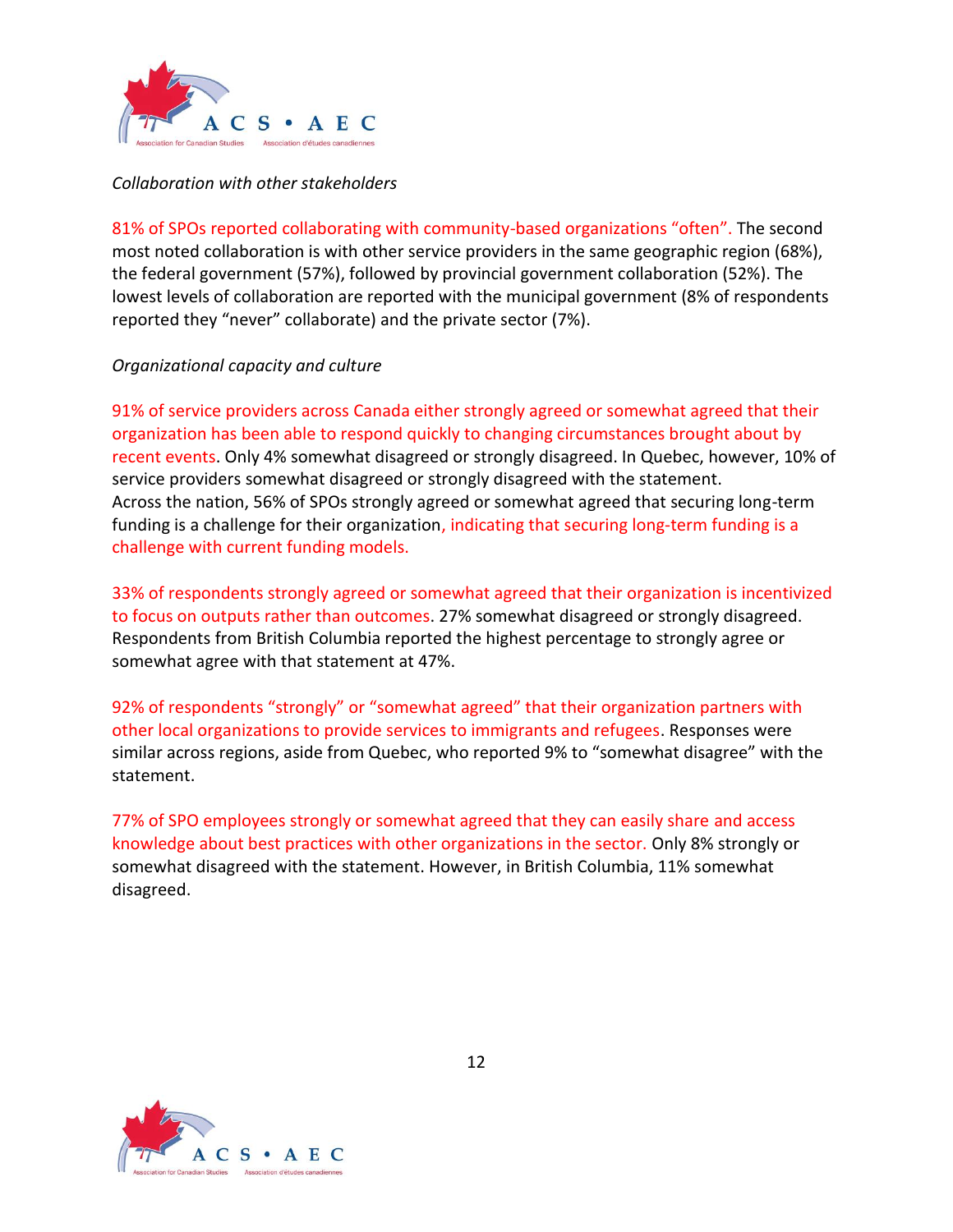*Collaboration with other stakeholders*

81% of SPOs reported collaborating with community-based organizations "often". The second most noted collaboration is with other service providers in the same geographic region (68%), the federal government (57%), followed by provincial government collaboration (52%). The lowest levels of collaboration are reported with the municipal government (8% of respondents reported they "never" collaborate) and the private sector (7%).

*Organizational capacity and culture*

91% of service providers across Canada either strongly agreed or somewhat agreed that their organization has been able to respond quickly to changing circumstances brought about by recent events. Only 4% somewhat disagreed or strongly disagreed. In Quebec, however, 10% of service providers somewhat disagreed or strongly disagreed with the statement.
Across the nation, 56% of SPOs strongly agreed or somewhat agreed that securing long-term funding is a challenge for their organization, indicating that securing long-term funding is a challenge with current funding models.

33% of respondents strongly agreed or somewhat agreed that their organization is incentivized to focus on outputs rather than outcomes. 27% somewhat disagreed or strongly disagreed. Respondents from British Columbia reported the highest percentage to strongly agree or somewhat agree with that statement at 47%.

92% of respondents "strongly" or "somewhat agreed" that their organization partners with other local organizations to provide services to immigrants and refugees. Responses were similar across regions, aside from Quebec, who reported 9% to "somewhat disagree" with the statement.

77% of SPO employees strongly or somewhat agreed that they can easily share and access knowledge about best practices with other organizations in the sector. Only 8% strongly or somewhat disagreed with the statement. However, in British Columbia, 11% somewhat disagreed.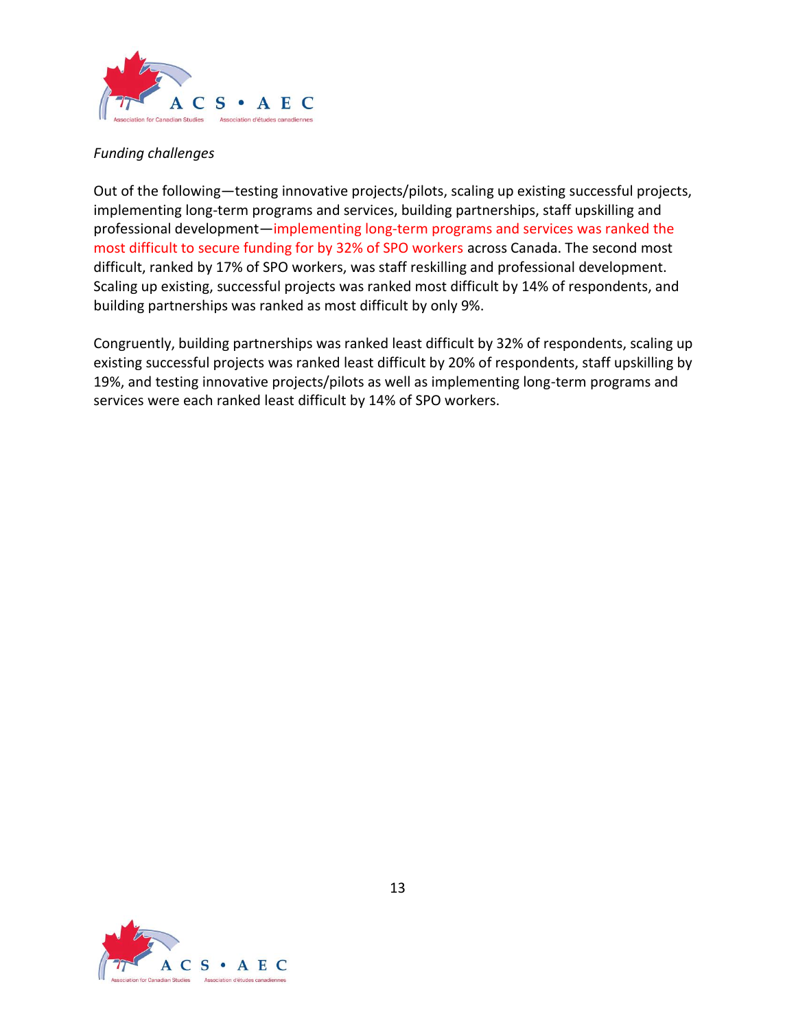*Funding challenges*

Out of the following—testing innovative projects/pilots, scaling up existing successful projects, implementing long-term programs and services, building partnerships, staff upskilling and professional development—implementing long-term programs and services was ranked the most difficult to secure funding for by 32% of SPO workers across Canada. The second most difficult, ranked by 17% of SPO workers, was staff reskilling and professional development. Scaling up existing, successful projects was ranked most difficult by 14% of respondents, and building partnerships was ranked as most difficult by only 9%.

Congruently, building partnerships was ranked least difficult by 32% of respondents, scaling up existing successful projects was ranked least difficult by 20% of respondents, staff upskilling by 19%, and testing innovative projects/pilots as well as implementing long-term programs and services were each ranked least difficult by 14% of SPO workers.